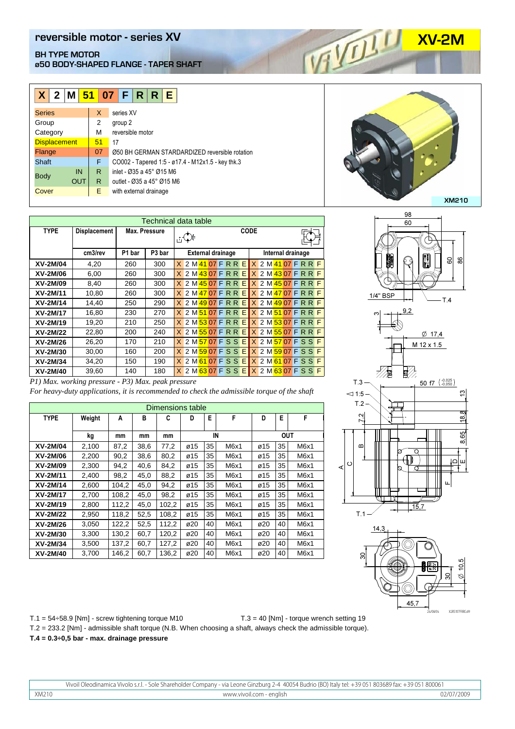# reversible motor - series XV

# XV-2M

## BH TYPE MOTOR
## ø50 BODY-SHAPED FLANGE - TAPER SHAFT

| X | 2 | M | 51 | 07 | F | R | R | E |
|---|---|---|---|---|---|---|---|---|

| | | | |
|---|---|---|---|
| Series | | X | series XV |
| Group | | 2 | group 2 |
| Category | | M | reversible motor |
| Displacement | | 51 | 17 |
| Flange | | 07 | Ø50 BH GERMAN STARDARDIZED reversible rotation |
| Shaft | | F | CO002 - Tapered 1:5 - ø17.4 - M12x1.5 - key thk.3 |
| Body | IN | R | inlet - Ø35 a 45° Ø15 M6 |
| | OUT | R | outlet - Ø35 a 45° Ø15 M6 |
| Cover | | E | with external drainage |

XM210

**Technical data table**

| TYPE | Displacement | Max. Pressure | | CODE | |
|---|---|---|---|---|---|
| | cm3/rev | P1 bar | P3 bar | External drainage | Internal drainage |
| XV-2M/04 | 4,20 | 260 | 300 | X 2 M 41 07 F R R E | X 2 M 41 07 F R R F |
| XV-2M/06 | 6,00 | 260 | 300 | X 2 M 43 07 F R R E | X 2 M 43 07 F R R F |
| XV-2M/09 | 8,40 | 260 | 300 | X 2 M 45 07 F R R E | X 2 M 45 07 F R R F |
| XV-2M/11 | 10,80 | 260 | 300 | X 2 M 47 07 F R R E | X 2 M 47 07 F R R F |
| XV-2M/14 | 14,40 | 250 | 290 | X 2 M 49 07 F R R E | X 2 M 49 07 F R R F |
| XV-2M/17 | 16,80 | 230 | 270 | X 2 M 51 07 F R R E | X 2 M 51 07 F R R F |
| XV-2M/19 | 19,20 | 210 | 250 | X 2 M 53 07 F R R E | X 2 M 53 07 F R R F |
| XV-2M/22 | 22,80 | 200 | 240 | X 2 M 55 07 F R R E | X 2 M 55 07 F R R F |
| XV-2M/26 | 26,20 | 170 | 210 | X 2 M 57 07 F S S E | X 2 M 57 07 F S S F |
| XV-2M/30 | 30,00 | 160 | 200 | X 2 M 59 07 F S S E | X 2 M 59 07 F S S F |
| XV-2M/34 | 34,20 | 150 | 190 | X 2 M 61 07 F S S E | X 2 M 61 07 F S S F |
| XV-2M/40 | 39,60 | 140 | 180 | X 2 M 63 07 F S S E | X 2 M 63 07 F S S F |

*P1) Max. working pressure - P3) Max. peak pressure*

*For heavy-duty applications, it is recommended to check the admissible torque of the shaft*

**Dimensions table**

| TYPE | Weight | A | B | C | D | E | F | D | E | F |
|---|---|---|---|---|---|---|---|---|---|---|
| | kg | mm | mm | mm | IN | | | OUT | | |
| XV-2M/04 | 2,100 | 87,2 | 38,6 | 77,2 | ø15 | 35 | M6x1 | ø15 | 35 | M6x1 |
| XV-2M/06 | 2,200 | 90,2 | 38,6 | 80,2 | ø15 | 35 | M6x1 | ø15 | 35 | M6x1 |
| XV-2M/09 | 2,300 | 94,2 | 40,6 | 84,2 | ø15 | 35 | M6x1 | ø15 | 35 | M6x1 |
| XV-2M/11 | 2,400 | 98,2 | 45,0 | 88,2 | ø15 | 35 | M6x1 | ø15 | 35 | M6x1 |
| XV-2M/14 | 2,600 | 104,2 | 45,0 | 94,2 | ø15 | 35 | M6x1 | ø15 | 35 | M6x1 |
| XV-2M/17 | 2,700 | 108,2 | 45,0 | 98,2 | ø15 | 35 | M6x1 | ø15 | 35 | M6x1 |
| XV-2M/19 | 2,800 | 112,2 | 45,0 | 102,2 | ø15 | 35 | M6x1 | ø15 | 35 | M6x1 |
| XV-2M/22 | 2,950 | 118,2 | 52,5 | 108,2 | ø15 | 35 | M6x1 | ø15 | 35 | M6x1 |
| XV-2M/26 | 3,050 | 122,2 | 52,5 | 112,2 | ø20 | 40 | M6x1 | ø20 | 40 | M6x1 |
| XV-2M/30 | 3,300 | 130,2 | 60,7 | 120,2 | ø20 | 40 | M6x1 | ø20 | 40 | M6x1 |
| XV-2M/34 | 3,500 | 137,2 | 60,7 | 127,2 | ø20 | 40 | M6x1 | ø20 | 40 | M6x1 |
| XV-2M/40 | 3,700 | 146,2 | 60,7 | 136,2 | ø20 | 40 | M6x1 | ø20 | 40 | M6x1 |

98, 60, 60, 86, 1/4" BSP, T.4, 3, 9,2, Ø 17,4, M 12 x 1.5, T.3, 50 f7 $\left(^{-0.025}_{-0.050}\right)$, ◁1:5, T.2, 7,2, 13, 18,9, 8,65, A, C, B, D, E, F, 15,7, T.1, 14,3, 30, 30, Ø 10,5, 45,7

T.1 = 54÷58.9 [Nm] - screw tightening torque M10

T.3 = 40 [Nm] - torque wrench setting 19

T.2 = 233.2 [Nm] - admissible shaft torque (N.B. When choosing a shaft, always check the admissible torque).

**T.4 = 0.3÷0,5 bar - max. drainage pressure**

Vivoil Oleodinamica Vivolo s.r.l. - Sole Shareholder Company - via Leone Ginzburg 2-4 40054 Budrio (BO) Italy tel: +39 051 803689 fax: +39 051 800061

XM210 www.vivoil.com - english 02/07/2009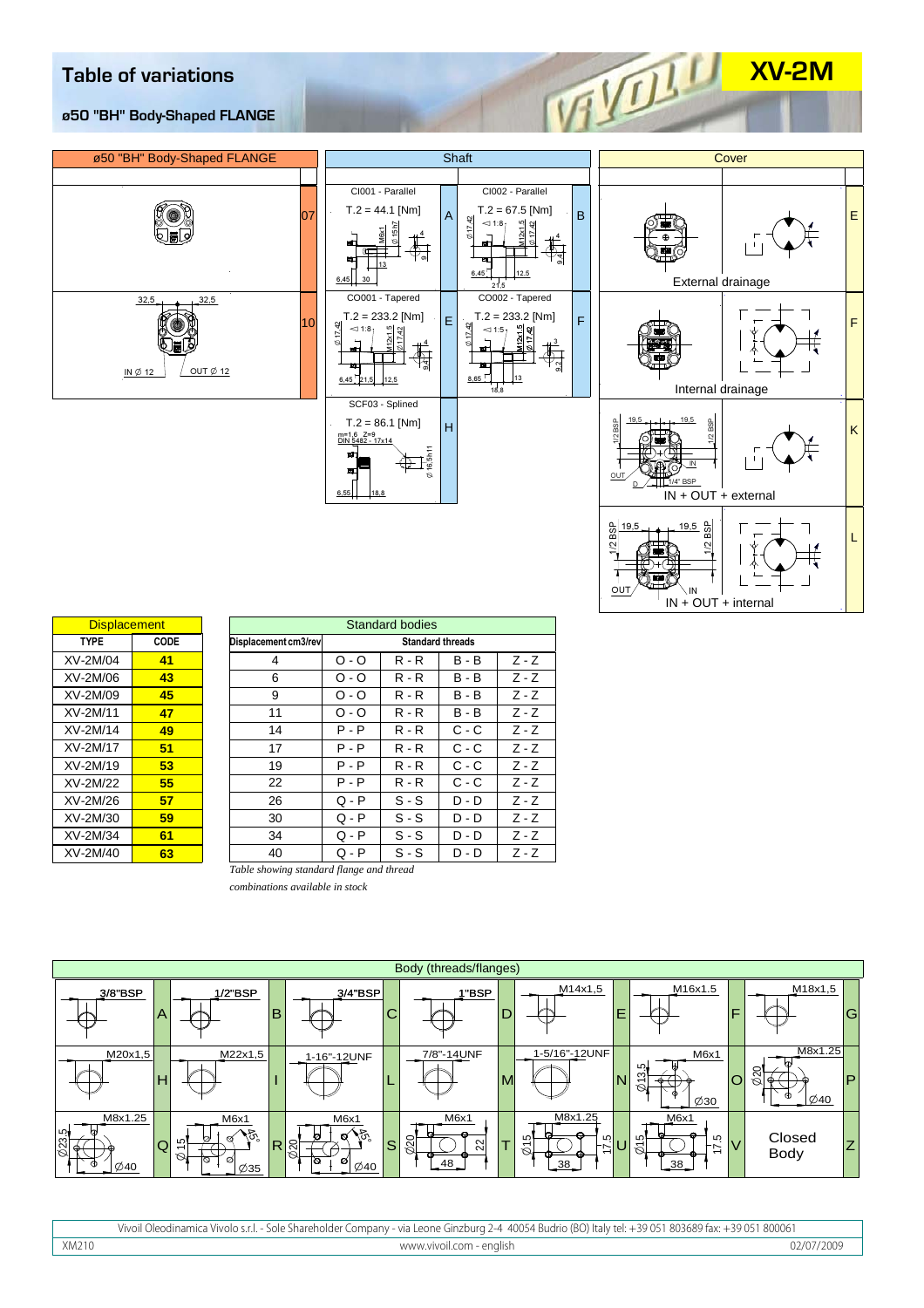# Table of variations

## XV-2M

### ø50 "BH" Body-Shaped FLANGE

| ø50 "BH" Body-Shaped FLANGE | | Shaft | | | | Cover | |
|---|---|---|---|---|---|---|---|
| | 07 | CI001 - Parallel<br>T.2 = 44.1 [Nm] | A | CI002 - Parallel<br>T.2 = 67.5 [Nm] | B | External drainage | E |
| IN Ø 12 / OUT Ø 12 (32,5 / 32,5) | 10 | CO001 - Tapered<br>T.2 = 233.2 [Nm] | E | CO002 - Tapered<br>T.2 = 233.2 [Nm] | F | Internal drainage | F |
| | | SCF03 - Splined<br>T.2 = 86.1 [Nm]<br>m=1,6 Z=9<br>DIN 5482 - 17x14 | H | | | IN + OUT + external | K |
| | | | | | | IN + OUT + internal | L |

| Displacement | | Standard bodies | | | | |
|---|---|---|---|---|---|---|
| TYPE | CODE | Displacement cm3/rev | Standard threads | | | |
| XV-2M/04 | 41 | 4 | O - O | R - R | B - B | Z - Z |
| XV-2M/06 | 43 | 6 | O - O | R - R | B - B | Z - Z |
| XV-2M/09 | 45 | 9 | O - O | R - R | B - B | Z - Z |
| XV-2M/11 | 47 | 11 | O - O | R - R | B - B | Z - Z |
| XV-2M/14 | 49 | 14 | P - P | R - R | C - C | Z - Z |
| XV-2M/17 | 51 | 17 | P - P | R - R | C - C | Z - Z |
| XV-2M/19 | 53 | 19 | P - P | R - R | C - C | Z - Z |
| XV-2M/22 | 55 | 22 | P - P | R - R | C - C | Z - Z |
| XV-2M/26 | 57 | 26 | Q - P | S - S | D - D | Z - Z |
| XV-2M/30 | 59 | 30 | Q - P | S - S | D - D | Z - Z |
| XV-2M/34 | 61 | 34 | Q - P | S - S | D - D | Z - Z |
| XV-2M/40 | 63 | 40 | Q - P | S - S | D - D | Z - Z |

*Table showing standard flange and thread combinations available in stock*

| Body (threads/flanges) | | | | | | | | | | | | | |
|---|---|---|---|---|---|---|---|---|---|---|---|---|---|
| 3/8"BSP | A | 1/2"BSP | B | 3/4"BSP | C | 1"BSP | D | M14x1,5 | E | M16x1.5 | F | M18x1,5 | G |
| M20x1,5 | H | M22x1,5 | I | 1-16"-12UNF | L | 7/8"-14UNF | M | 1-5/16"-12UNF | N | M6x1, Ø13,5, Ø30 | O | M8x1.25, Ø20, Ø40 | P |
| M8x1.25, Ø23,5, Ø40 | Q | M6x1, Ø15, Ø35, 45° | R | M6x1, Ø20, Ø40, 45° | S | M6x1, Ø20, 22, 48 | T | M8x1.25, Ø15, 17,5, 38 | U | M6x1, Ø15, 17,5, 38 | V | Closed Body | Z |

Vivoil Oleodinamica Vivolo s.r.l. - Sole Shareholder Company - via Leone Ginzburg 2-4 40054 Budrio (BO) Italy tel: +39 051 803689 fax: +39 051 800061

XM210 — www.vivoil.com - english — 02/07/2009